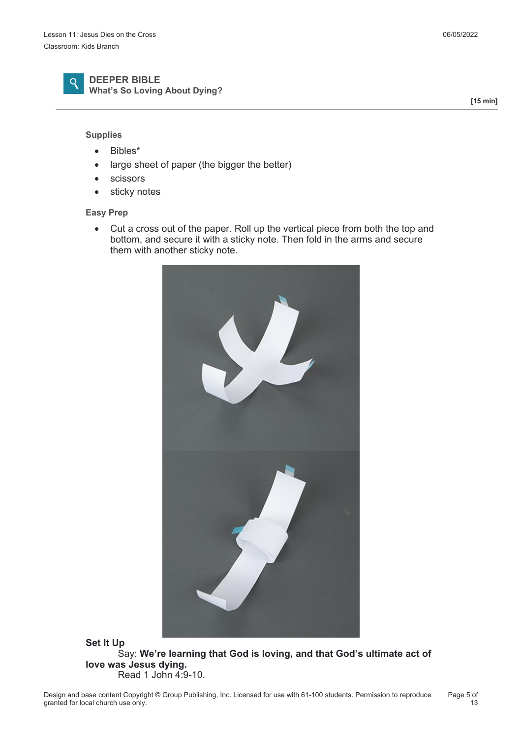## DEEPER BIBLE
**What's So Loving About Dying?**

**[15 min]**

**Supplies**

- Bibles*
- large sheet of paper (the bigger the better)
- scissors
- sticky notes

**Easy Prep**

- Cut a cross out of the paper. Roll up the vertical piece from both the top and bottom, and secure it with a sticky note. Then fold in the arms and secure them with another sticky note.

**Set It Up**

Say: **We're learning that God is loving, and that God's ultimate act of love was Jesus dying.**

Read 1 John 4:9-10.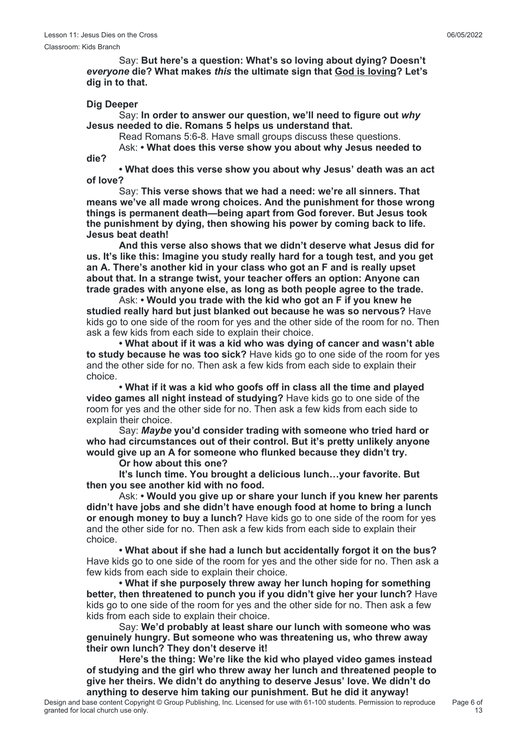Say: **But here's a question: What's so loving about dying? Doesn't *everyone* die? What makes *this* the ultimate sign that <u>God is loving</u>? Let's dig in to that.**

**Dig Deeper**

Say: **In order to answer our question, we'll need to figure out *why* Jesus needed to die. Romans 5 helps us understand that.**

Read Romans 5:6-8. Have small groups discuss these questions.

Ask: **• What does this verse show you about why Jesus needed to die?**

**• What does this verse show you about why Jesus' death was an act of love?**

Say: **This verse shows that we had a need: we're all sinners. That means we've all made wrong choices. And the punishment for those wrong things is permanent death—being apart from God forever. But Jesus took the punishment by dying, then showing his power by coming back to life. Jesus beat death!**

**And this verse also shows that we didn't deserve what Jesus did for us. It's like this: Imagine you study really hard for a tough test, and you get an A. There's another kid in your class who got an F and is really upset about that. In a strange twist, your teacher offers an option: Anyone can trade grades with anyone else, as long as both people agree to the trade.**

Ask: **• Would you trade with the kid who got an F if you knew he studied really hard but just blanked out because he was so nervous?** Have kids go to one side of the room for yes and the other side of the room for no. Then ask a few kids from each side to explain their choice.

**• What about if it was a kid who was dying of cancer and wasn't able to study because he was too sick?** Have kids go to one side of the room for yes and the other side for no. Then ask a few kids from each side to explain their choice.

**• What if it was a kid who goofs off in class all the time and played video games all night instead of studying?** Have kids go to one side of the room for yes and the other side for no. Then ask a few kids from each side to explain their choice.

Say: ***Maybe* you'd consider trading with someone who tried hard or who had circumstances out of their control. But it's pretty unlikely anyone would give up an A for someone who flunked because they didn't try.**

**Or how about this one?**

**It's lunch time. You brought a delicious lunch…your favorite. But then you see another kid with no food.**

Ask: **• Would you give up or share your lunch if you knew her parents didn't have jobs and she didn't have enough food at home to bring a lunch or enough money to buy a lunch?** Have kids go to one side of the room for yes and the other side for no. Then ask a few kids from each side to explain their choice.

**• What about if she had a lunch but accidentally forgot it on the bus?** Have kids go to one side of the room for yes and the other side for no. Then ask a few kids from each side to explain their choice.

**• What if she purposely threw away her lunch hoping for something better, then threatened to punch you if you didn't give her your lunch?** Have kids go to one side of the room for yes and the other side for no. Then ask a few kids from each side to explain their choice.

Say: **We'd probably at least share our lunch with someone who was genuinely hungry. But someone who was threatening us, who threw away their own lunch? They don't deserve it!**

**Here's the thing: We're like the kid who played video games instead of studying and the girl who threw away her lunch and threatened people to give her theirs. We didn't do anything to deserve Jesus' love. We didn't do anything to deserve him taking our punishment. But he did it anyway!**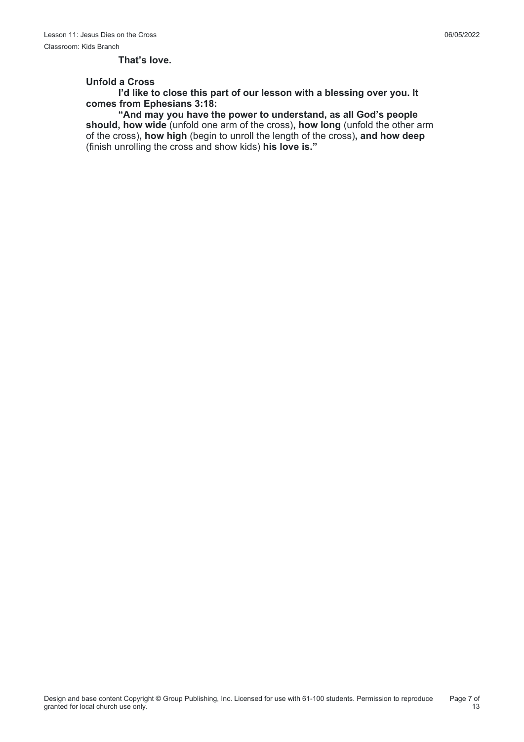**That's love.**

**Unfold a Cross**

**I'd like to close this part of our lesson with a blessing over you. It comes from Ephesians 3:18:**

**"And may you have the power to understand, as all God's people should, how wide** (unfold one arm of the cross)**, how long** (unfold the other arm of the cross)**, how high** (begin to unroll the length of the cross)**, and how deep** (finish unrolling the cross and show kids) **his love is."**